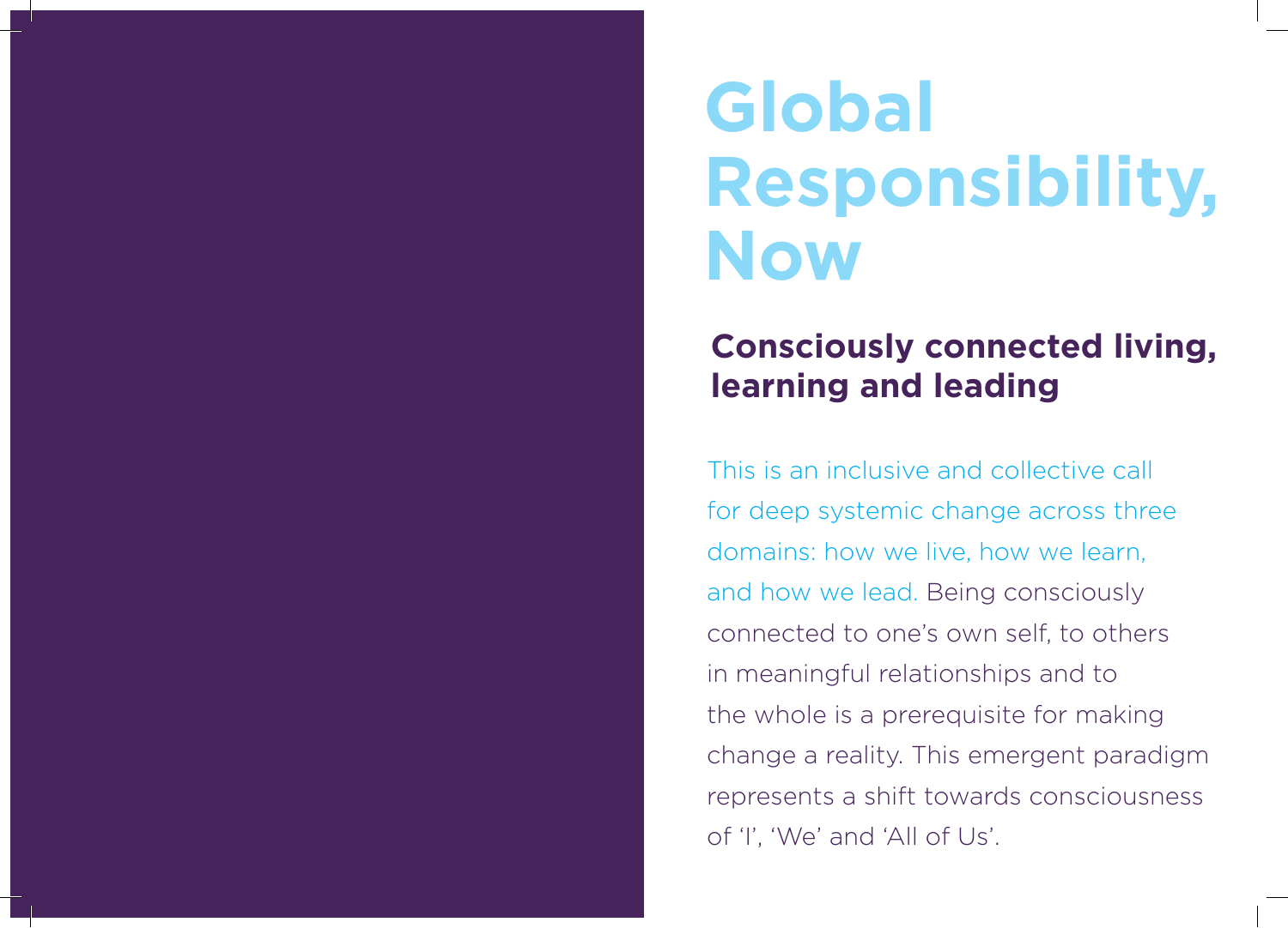# Global Responsibility, Now

## Consciously connected living, learning and leading

This is an inclusive and collective call for deep systemic change across three domains: how we live, how we learn, and how we lead. Being consciously connected to one's own self, to others in meaningful relationships and to the whole is a prerequisite for making change a reality. This emergent paradigm represents a shift towards consciousness of 'I', 'We' and 'All of Us'.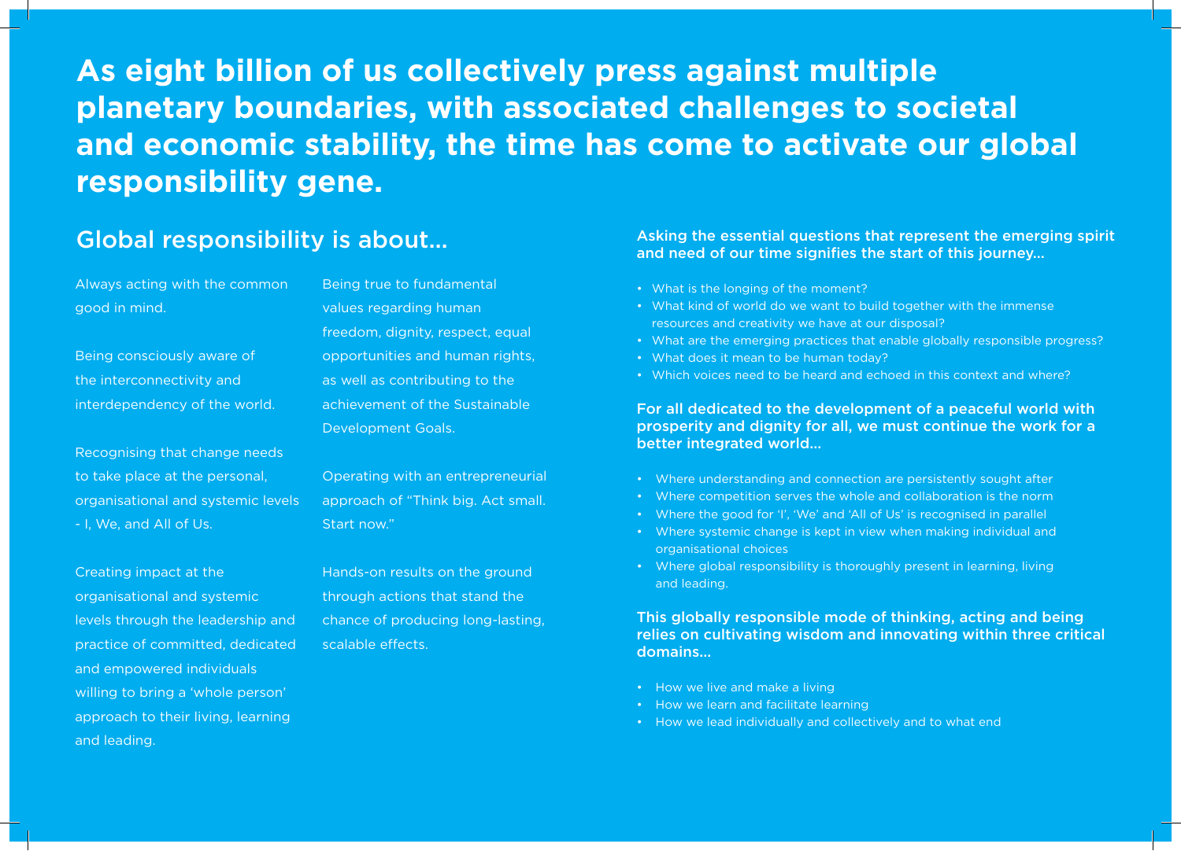# As eight billion of us collectively press against multiple planetary boundaries, with associated challenges to societal and economic stability, the time has come to activate our global responsibility gene.

## Global responsibility is about...

Always acting with the common good in mind.

Being consciously aware of the interconnectivity and interdependency of the world.

Recognising that change needs to take place at the personal, organisational and systemic levels - I, We, and All of Us.

Creating impact at the organisational and systemic levels through the leadership and practice of committed, dedicated and empowered individuals willing to bring a 'whole person' approach to their living, learning and leading.

Being true to fundamental values regarding human freedom, dignity, respect, equal opportunities and human rights, as well as contributing to the achievement of the Sustainable Development Goals.

Operating with an entrepreneurial approach of "Think big. Act small. Start now."

Hands-on results on the ground through actions that stand the chance of producing long-lasting, scalable effects.

### Asking the essential questions that represent the emerging spirit and need of our time signifies the start of this journey...

- What is the longing of the moment?
- What kind of world do we want to build together with the immense resources and creativity we have at our disposal?
- What are the emerging practices that enable globally responsible progress?
- What does it mean to be human today?
- Which voices need to be heard and echoed in this context and where?

### For all dedicated to the development of a peaceful world with prosperity and dignity for all, we must continue the work for a better integrated world...

- Where understanding and connection are persistently sought after
- Where competition serves the whole and collaboration is the norm
- Where the good for 'I', 'We' and 'All of Us' is recognised in parallel
- Where systemic change is kept in view when making individual and organisational choices
- Where global responsibility is thoroughly present in learning, living and leading.

### This globally responsible mode of thinking, acting and being relies on cultivating wisdom and innovating within three critical domains...

- How we live and make a living
- How we learn and facilitate learning
- How we lead individually and collectively and to what end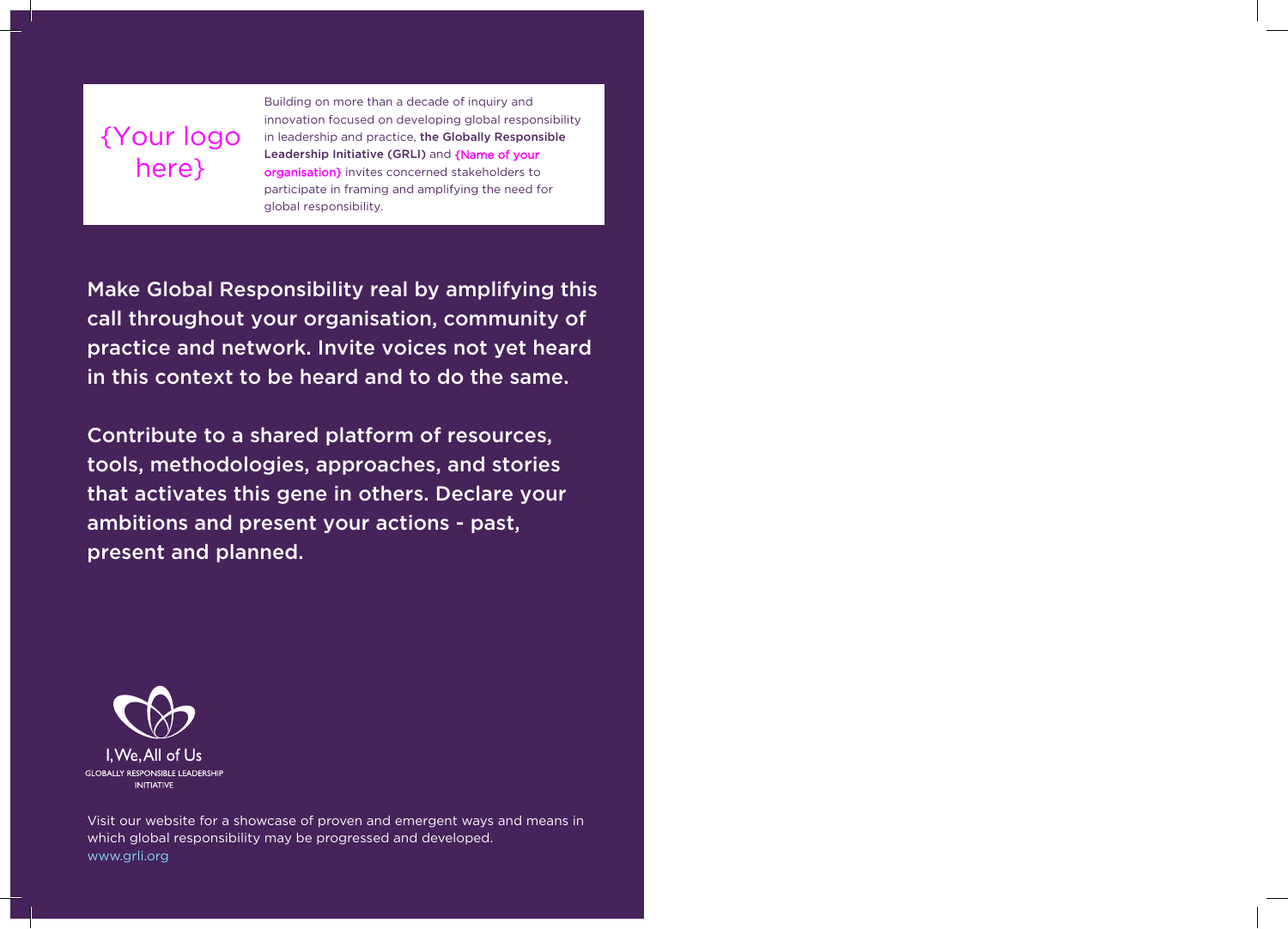{Your logo here}

Building on more than a decade of inquiry and innovation focused on developing global responsibility in leadership and practice, **the Globally Responsible Leadership Initiative (GRLI)** and **{Name of your organisation}** invites concerned stakeholders to participate in framing and amplifying the need for global responsibility.

Make Global Responsibility real by amplifying this call throughout your organisation, community of practice and network. Invite voices not yet heard in this context to be heard and to do the same.

Contribute to a shared platform of resources, tools, methodologies, approaches, and stories that activates this gene in others. Declare your ambitions and present your actions - past, present and planned.

I, We, All of Us
GLOBALLY RESPONSIBLE LEADERSHIP INITIATIVE

Visit our website for a showcase of proven and emergent ways and means in which global responsibility may be progressed and developed.
www.grli.org